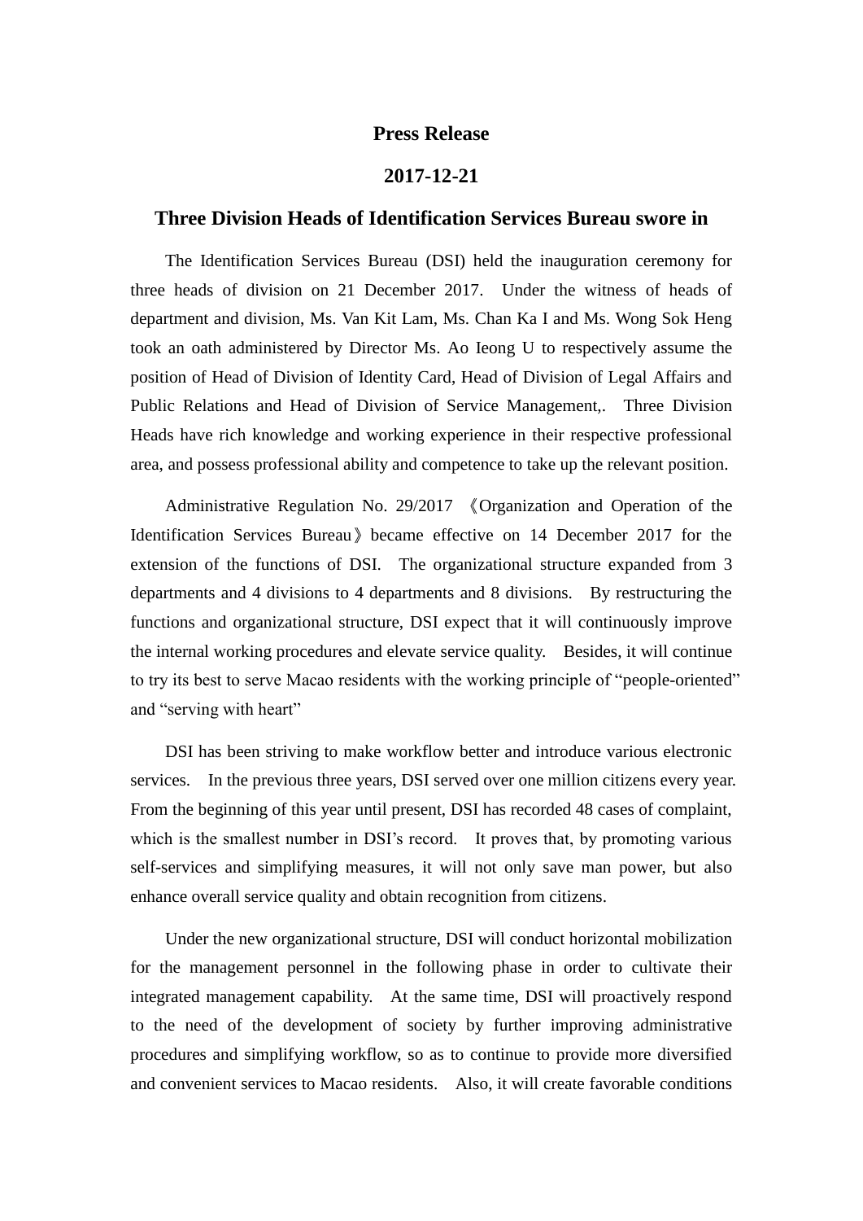**Press Release**

**2017-12-21**

# Three Division Heads of Identification Services Bureau swore in

The Identification Services Bureau (DSI) held the inauguration ceremony for three heads of division on 21 December 2017. Under the witness of heads of department and division, Ms. Van Kit Lam, Ms. Chan Ka I and Ms. Wong Sok Heng took an oath administered by Director Ms. Ao Ieong U to respectively assume the position of Head of Division of Identity Card, Head of Division of Legal Affairs and Public Relations and Head of Division of Service Management,. Three Division Heads have rich knowledge and working experience in their respective professional area, and possess professional ability and competence to take up the relevant position.

Administrative Regulation No. 29/2017 《Organization and Operation of the Identification Services Bureau》became effective on 14 December 2017 for the extension of the functions of DSI. The organizational structure expanded from 3 departments and 4 divisions to 4 departments and 8 divisions. By restructuring the functions and organizational structure, DSI expect that it will continuously improve the internal working procedures and elevate service quality. Besides, it will continue to try its best to serve Macao residents with the working principle of "people-oriented" and "serving with heart"

DSI has been striving to make workflow better and introduce various electronic services. In the previous three years, DSI served over one million citizens every year. From the beginning of this year until present, DSI has recorded 48 cases of complaint, which is the smallest number in DSI's record. It proves that, by promoting various self-services and simplifying measures, it will not only save man power, but also enhance overall service quality and obtain recognition from citizens.

Under the new organizational structure, DSI will conduct horizontal mobilization for the management personnel in the following phase in order to cultivate their integrated management capability. At the same time, DSI will proactively respond to the need of the development of society by further improving administrative procedures and simplifying workflow, so as to continue to provide more diversified and convenient services to Macao residents. Also, it will create favorable conditions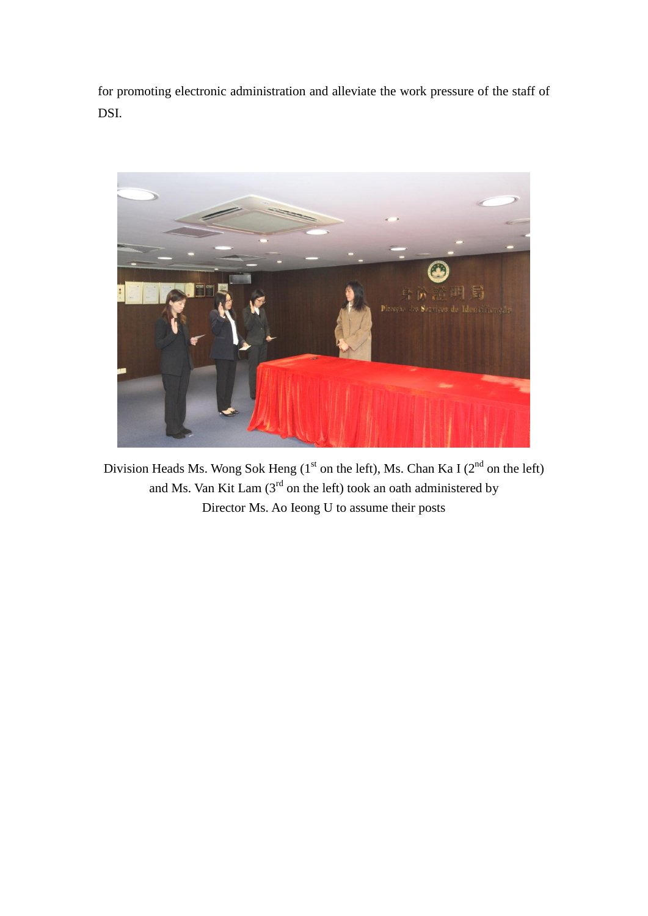for promoting electronic administration and alleviate the work pressure of the staff of DSI.

Division Heads Ms. Wong Sok Heng (1st on the left), Ms. Chan Ka I (2nd on the left) and Ms. Van Kit Lam (3rd on the left) took an oath administered by Director Ms. Ao Ieong U to assume their posts